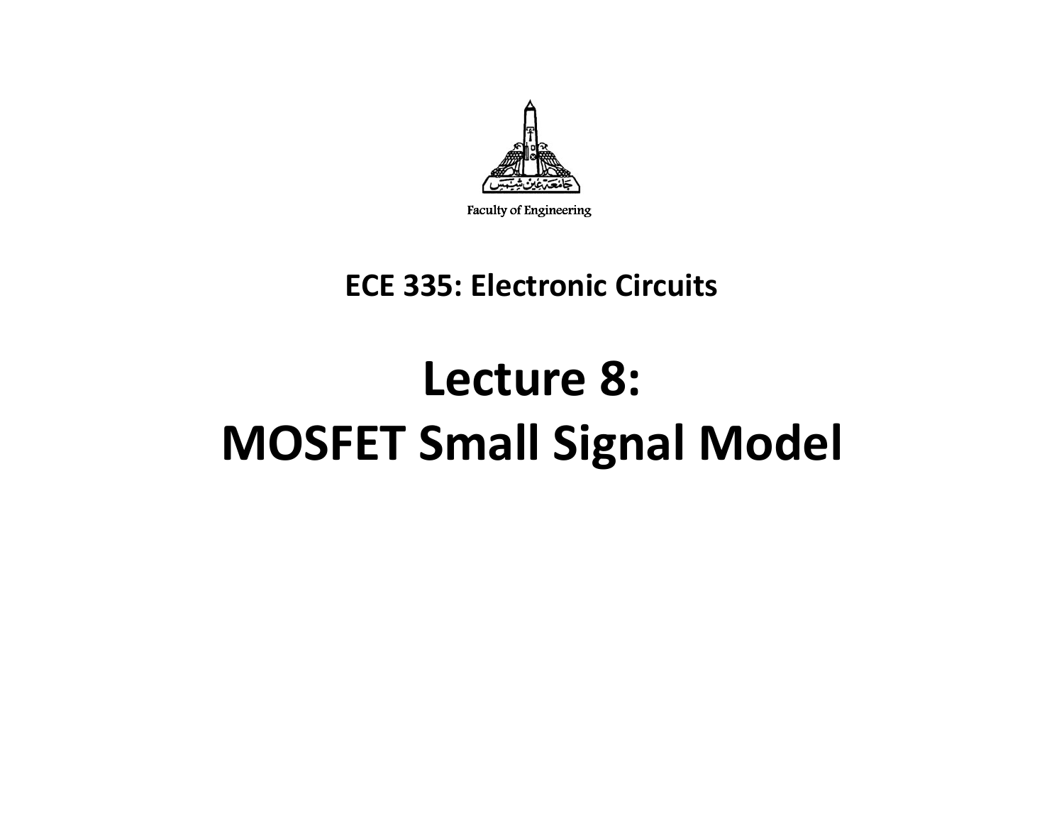Faculty of Engineering

## ECE 335: Electronic Circuits

# Lecture 8:
# MOSFET Small Signal Model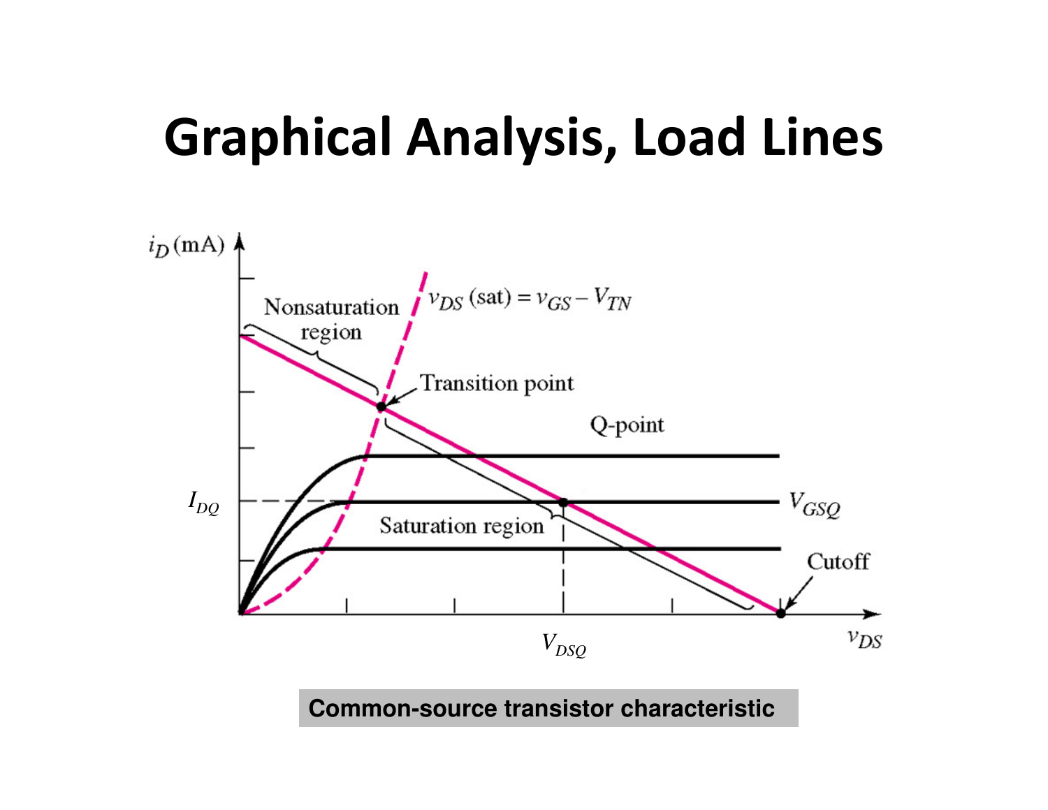# Graphical Analysis, Load Lines

$i_D$ (mA)

Nonsaturation region

$v_{DS}$ (sat) $= v_{GS} - V_{TN}$

Transition point

Q-point

$I_{DQ}$

$V_{GSQ}$

Saturation region

Cutoff

$V_{DSQ}$

$v_{DS}$

Common-source transistor characteristic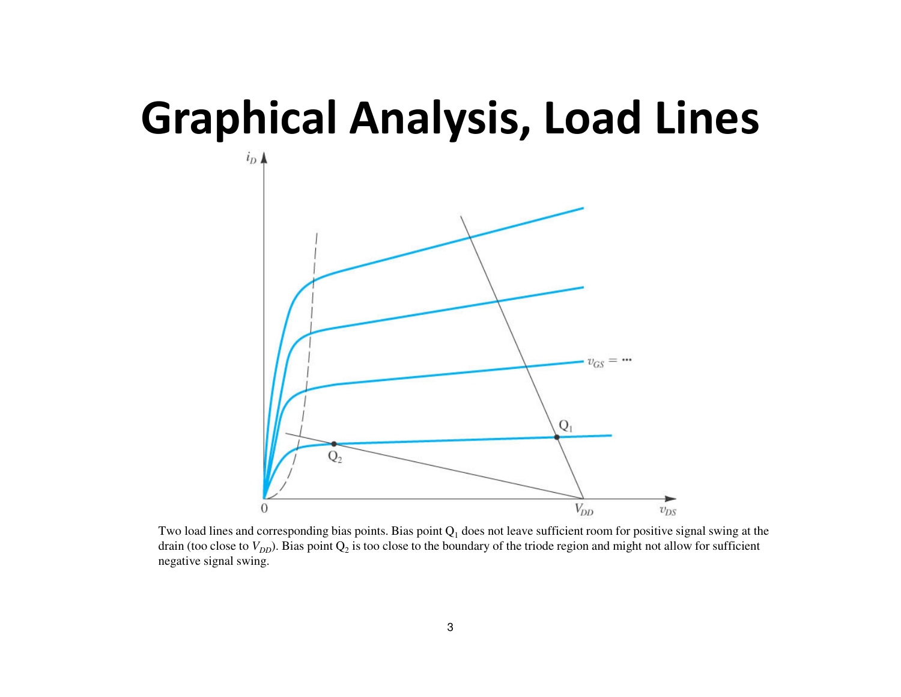# Graphical Analysis, Load Lines

$i_D$

$v_{GS} = \cdots$

$Q_1$

$Q_2$

0

$V_{DD}$

$v_{DS}$

Two load lines and corresponding bias points. Bias point $Q_1$ does not leave sufficient room for positive signal swing at the drain (too close to $V_{DD}$). Bias point $Q_2$ is too close to the boundary of the triode region and might not allow for sufficient negative signal swing.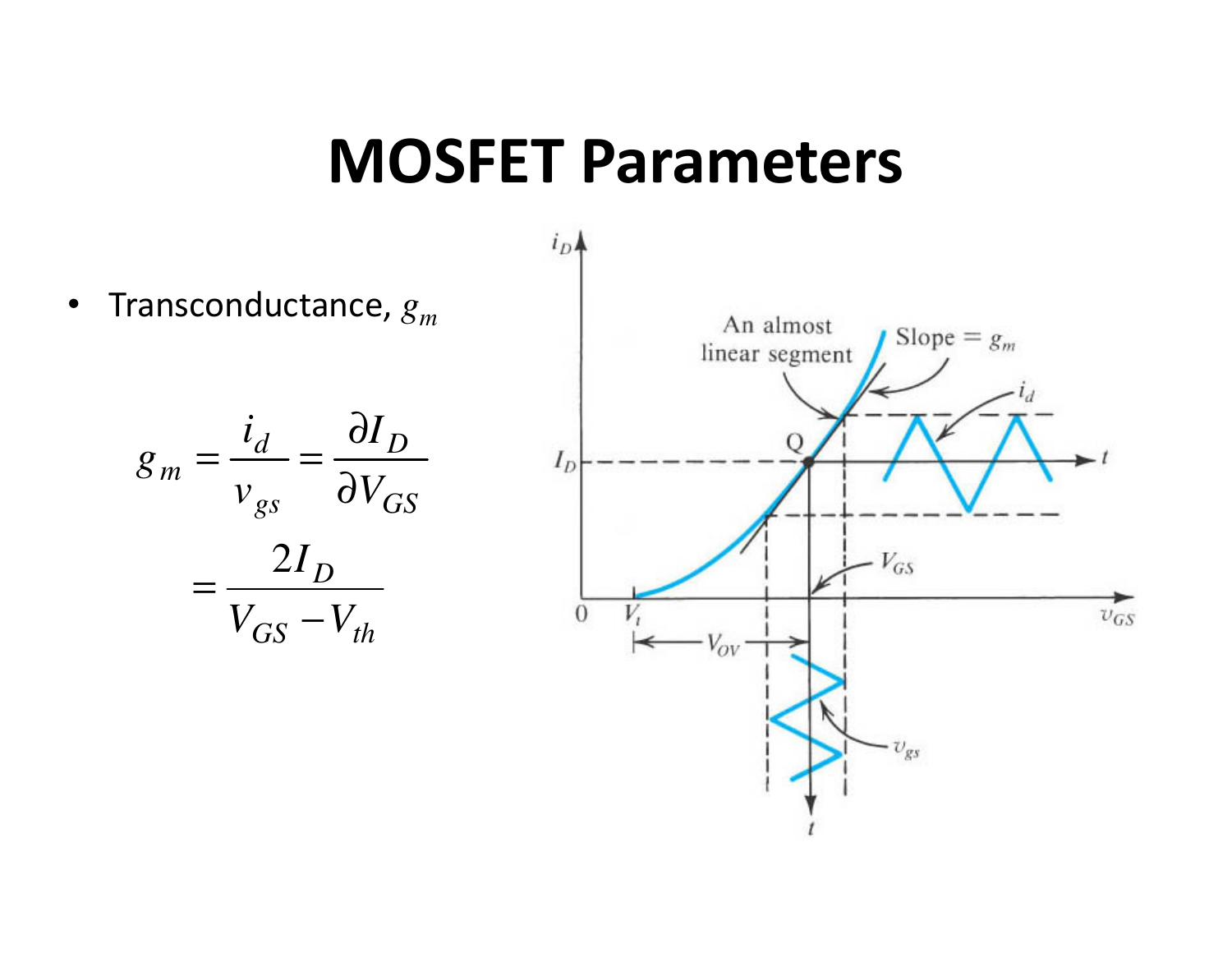# MOSFET Parameters

- Transconductance, $g_m$

$$g_m = \frac{i_d}{v_{gs}} = \frac{\partial I_D}{\partial V_{GS}}$$

$$= \frac{2I_D}{V_{GS} - V_{th}}$$

$i_D$

An almost linear segment

Slope = $g_m$

$i_d$

Q

$I_D$

$t$

$V_{GS}$

0

$V_t$

$v_{GS}$

$V_{OV}$

$v_{gs}$

$t$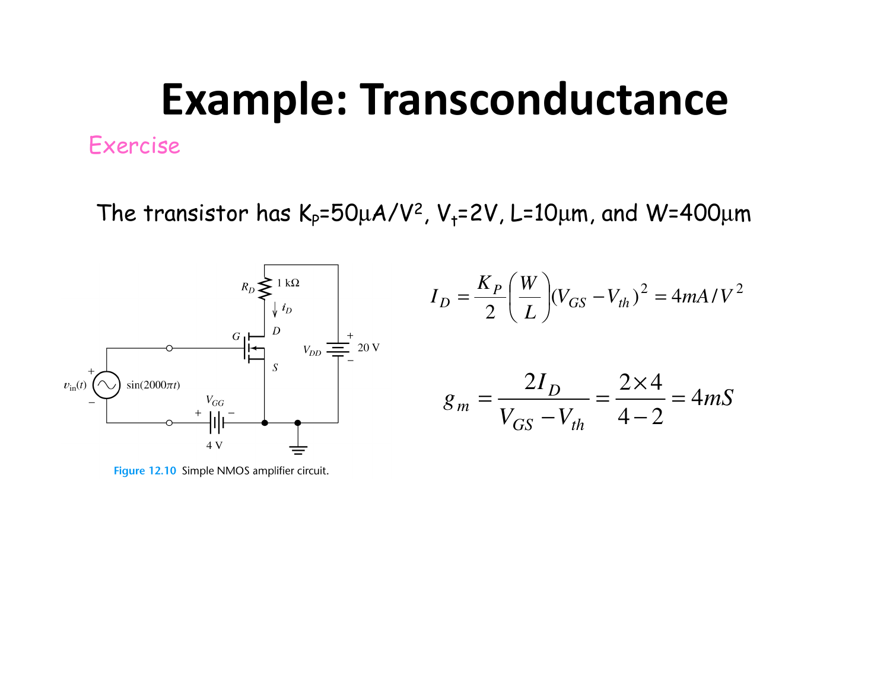# Example: Transconductance

Exercise

The transistor has $K_P$=50μA/V², $V_t$=2V, L=10μm, and W=400μm

$R_D$ 1 kΩ

$i_D$

G D S

$V_{DD}$ 20 V

$v_{in}(t)$ sin(2000πt)

$V_{GG}$ 4 V

Figure 12.10 Simple NMOS amplifier circuit.

$$I_D = \frac{K_P}{2}\left(\frac{W}{L}\right)(V_{GS} - V_{th})^2 = 4mA/V^2$$

$$g_m = \frac{2I_D}{V_{GS} - V_{th}} = \frac{2 \times 4}{4 - 2} = 4mS$$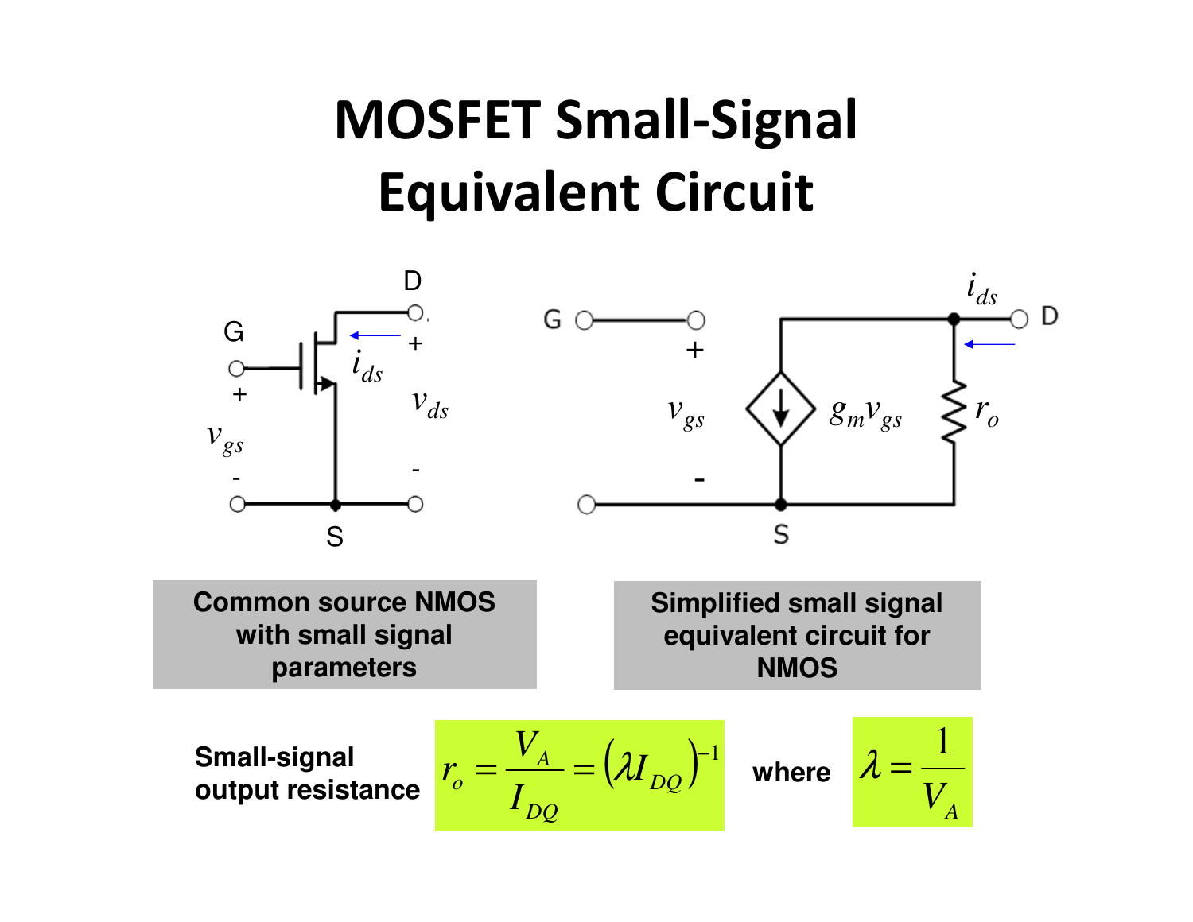# MOSFET Small-Signal Equivalent Circuit

G

D

S

$i_{ds}$

$v_{gs}$

$v_{ds}$

+

-

**Common source NMOS with small signal parameters**

G

D

S

$i_{ds}$

$v_{gs}$

$g_m v_{gs}$

$r_o$

+

-

**Simplified small signal equivalent circuit for NMOS**

**Small-signal output resistance** $r_o = \frac{V_A}{I_{DQ}} = \left(\lambda I_{DQ}\right)^{-1}$ **where** $\lambda = \frac{1}{V_A}$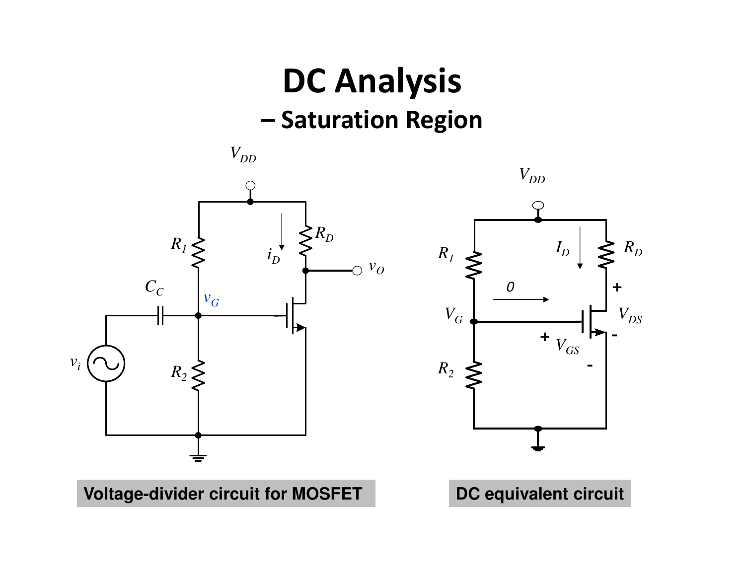# DC Analysis

## – Saturation Region

$V_{DD}$

$R_1$

$R_D$

$i_D$

$v_O$

$C_C$

$v_G$

$v_i$

$R_2$

**Voltage-divider circuit for MOSFET**

$V_{DD}$

$R_1$

$I_D$

$R_D$

$0$

$V_G$

$V_{DS}$

$V_{GS}$

$R_2$

**DC equivalent circuit**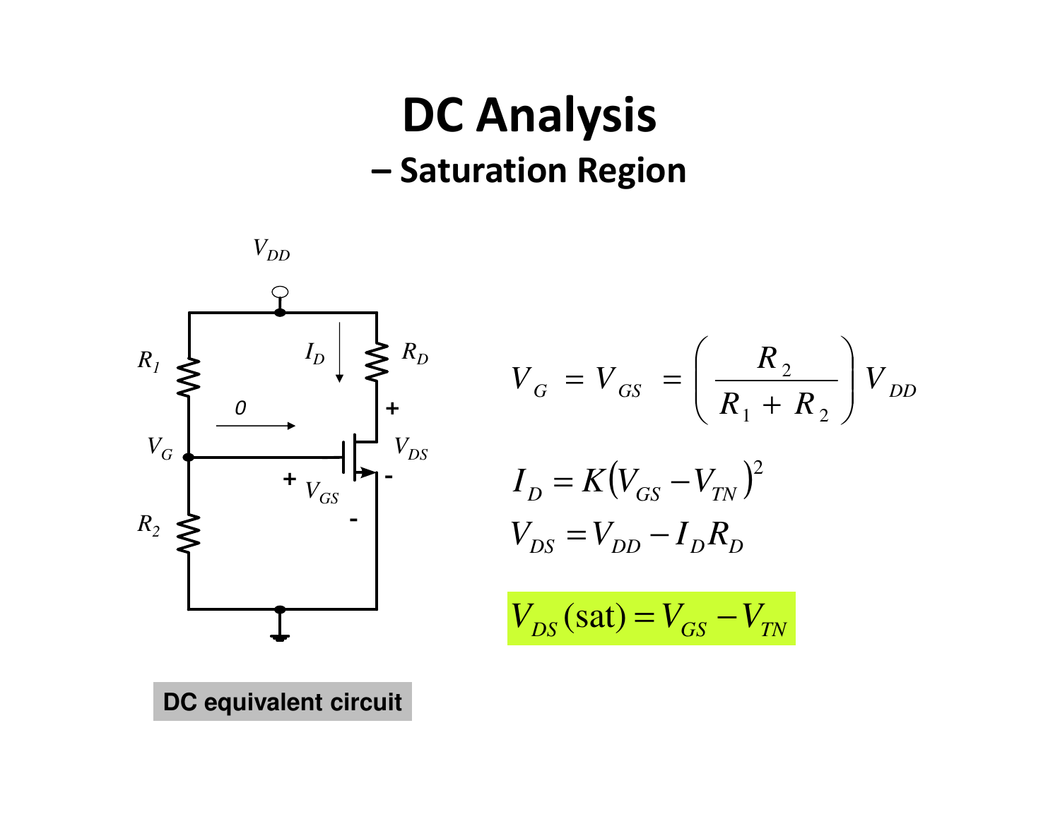# DC Analysis

## – Saturation Region

$V_{DD}$

$R_1$

$I_D$

$R_D$

0

$V_G$

$V_{DS}$

$V_{GS}$

$R_2$

**DC equivalent circuit**

$$V_G = V_{GS} = \left( \frac{R_2}{R_1 + R_2} \right) V_{DD}$$

$$I_D = K(V_{GS} - V_{TN})^2$$

$$V_{DS} = V_{DD} - I_D R_D$$

$$V_{DS}(\text{sat}) = V_{GS} - V_{TN}$$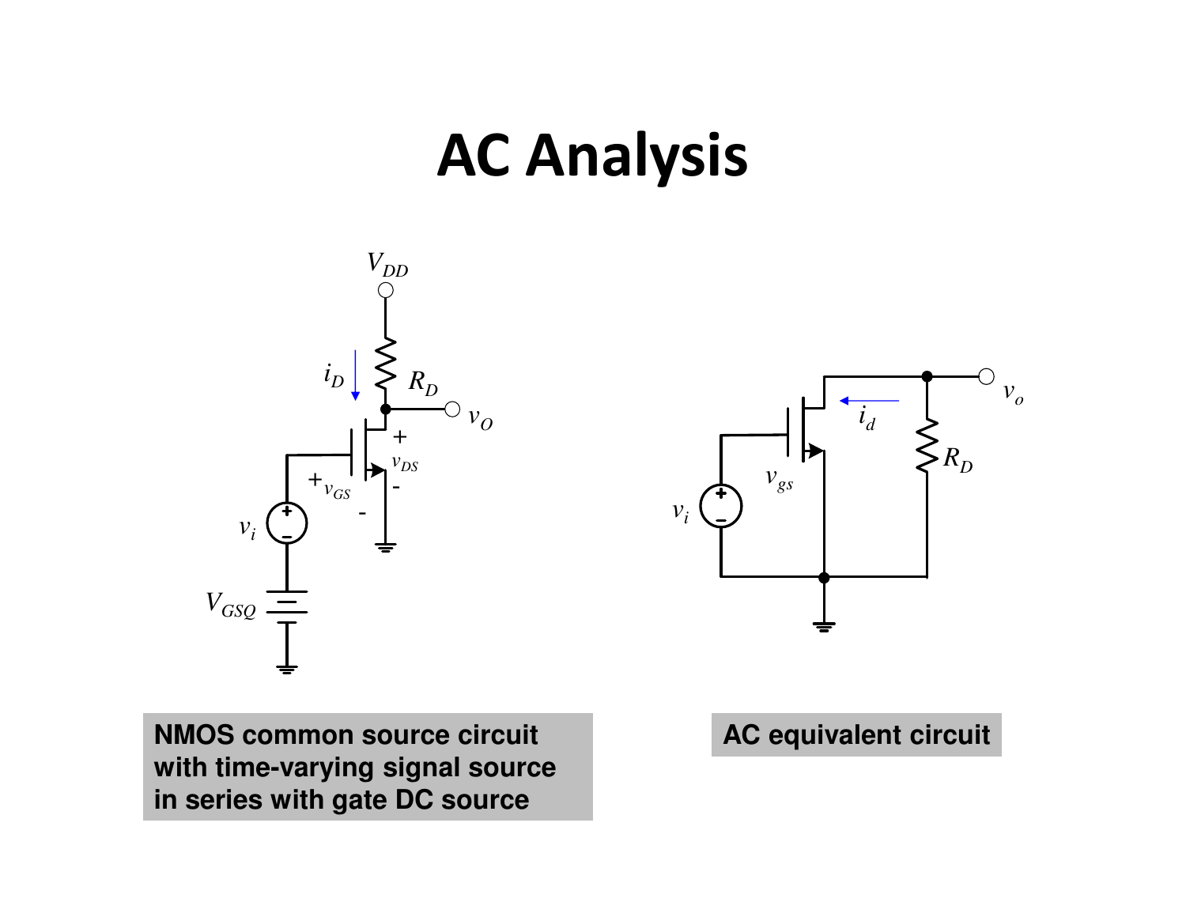# AC Analysis

$V_{DD}$

$i_D$

$R_D$

$v_O$

$v_{DS}$

$v_{GS}$

$v_i$

$V_{GSQ}$

$v_o$

$i_d$

$R_D$

$v_{gs}$

$v_i$

**NMOS common source circuit with time-varying signal source in series with gate DC source**

**AC equivalent circuit**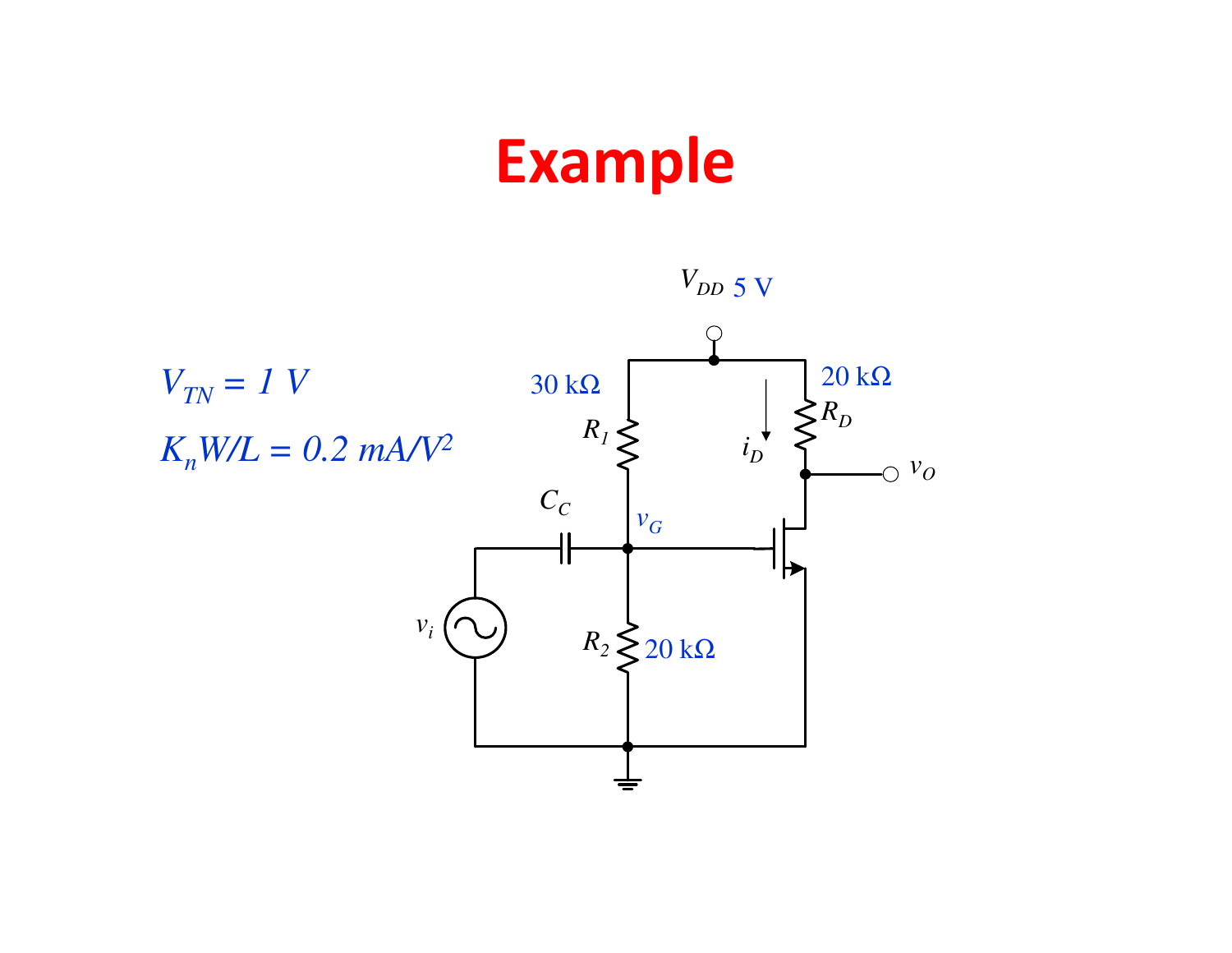# Example

$V_{TN} = 1\ V$

$K_n W/L = 0.2\ mA/V^2$

$V_{DD}$ 5 V

30 kΩ

$R_1$

20 kΩ

$R_D$

$i_D$

$v_O$

$C_C$

$v_G$

$v_i$

$R_2$

20 kΩ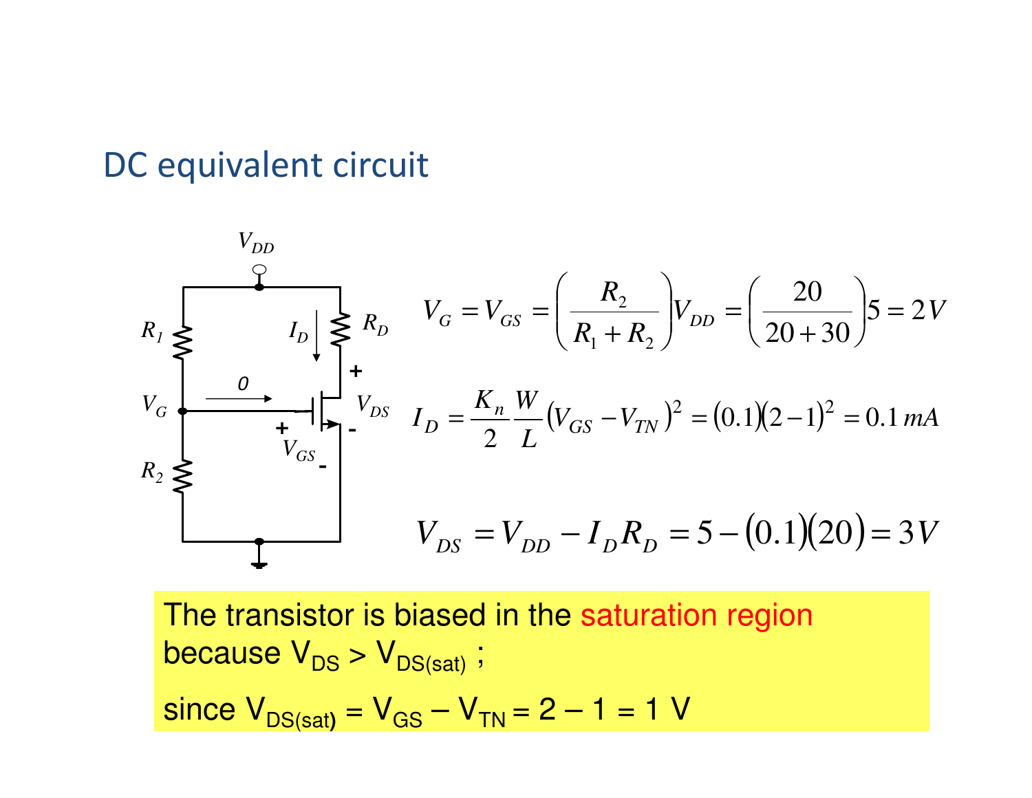## DC equivalent circuit

$V_{DD}$

$R_1$ $\quad$ $I_D$ $\quad$ $R_D$

$V_G$ $\quad$ 0 $\quad$ $V_{DS}$

$V_{GS}$

$R_2$

$$V_G = V_{GS} = \left(\frac{R_2}{R_1 + R_2}\right) V_{DD} = \left(\frac{20}{20+30}\right) 5 = 2V$$

$$I_D = \frac{K_n}{2}\frac{W}{L}\left(V_{GS} - V_{TN}\right)^2 = (0.1)(2-1)^2 = 0.1\, mA$$

$$V_{DS} = V_{DD} - I_D R_D = 5 - (0.1)(20) = 3V$$

The transistor is biased in the saturation region because $V_{DS} > V_{DS(sat)}$ ;

since $V_{DS(sat)} = V_{GS} - V_{TN} = 2 - 1 = 1$ V